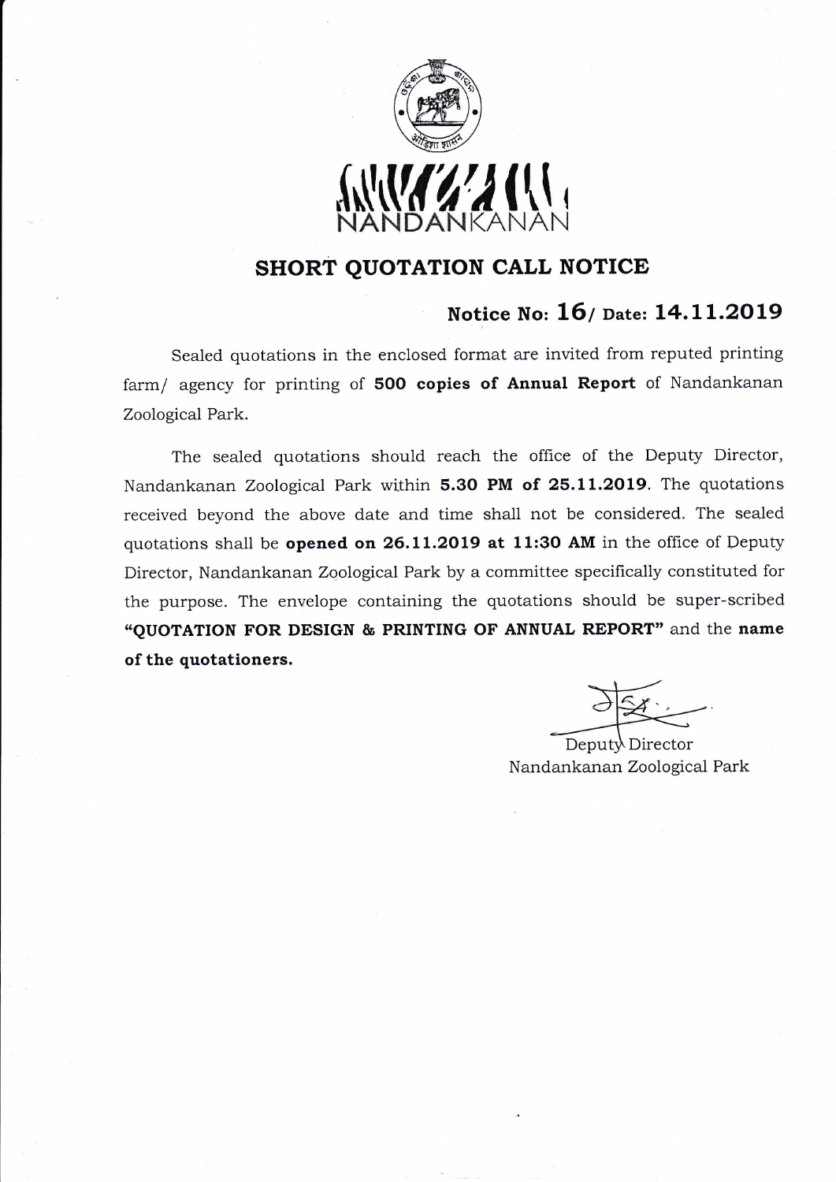NANDANKANAN

# SHORT QUOTATION CALL NOTICE

## Notice No: 16/ Date: 14.11.2019

Sealed quotations in the enclosed format are invited from reputed printing farm/ agency for printing of **500 copies of Annual Report** of Nandankanan Zoological Park.

The sealed quotations should reach the office of the Deputy Director, Nandankanan Zoological Park within **5.30 PM of 25.11.2019**. The quotations received beyond the above date and time shall not be considered. The sealed quotations shall be **opened on 26.11.2019 at 11:30 AM** in the office of Deputy Director, Nandankanan Zoological Park by a committee specifically constituted for the purpose. The envelope containing the quotations should be super-scribed **"QUOTATION FOR DESIGN & PRINTING OF ANNUAL REPORT"** and the **name of the quotationers.**

Deputy Director  
Nandankanan Zoological Park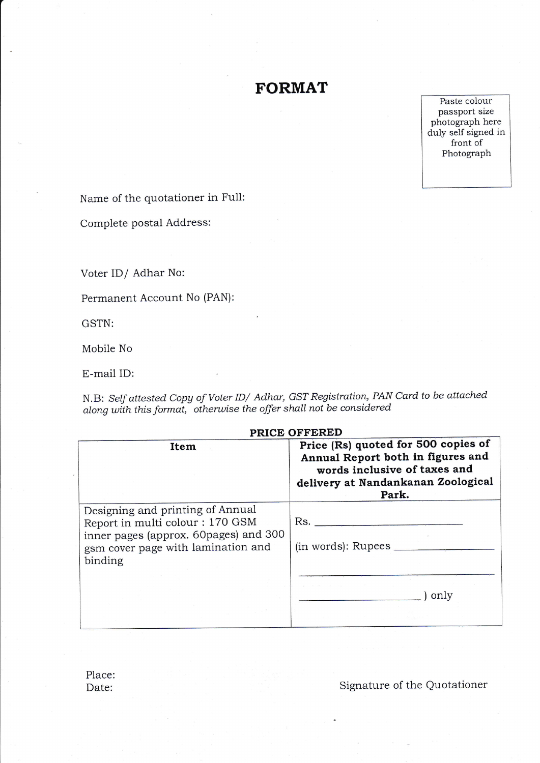# FORMAT

Paste colour passport size photograph here duly self signed in front of Photograph

Name of the quotationer in Full:

Complete postal Address:

Voter ID/ Adhar No:

Permanent Account No (PAN):

GSTN:

Mobile No

E-mail ID:

N.B: *Self attested Copy of Voter ID/ Adhar, GST Registration, PAN Card to be attached along with this format, otherwise the offer shall not be considered*

**PRICE OFFERED**

| Item | Price (Rs) quoted for 500 copies of Annual Report both in figures and words inclusive of taxes and delivery at Nandankanan Zoological Park. |
|---|---|
| Designing and printing of Annual Report in multi colour : 170 GSM inner pages (approx. 60pages) and 300 gsm cover page with lamination and binding | Rs. ____________________ <br> (in words): Rupees ____________ <br> ______________________________ <br> __________________ ) only |

Place:
Date:

Signature of the Quotationer